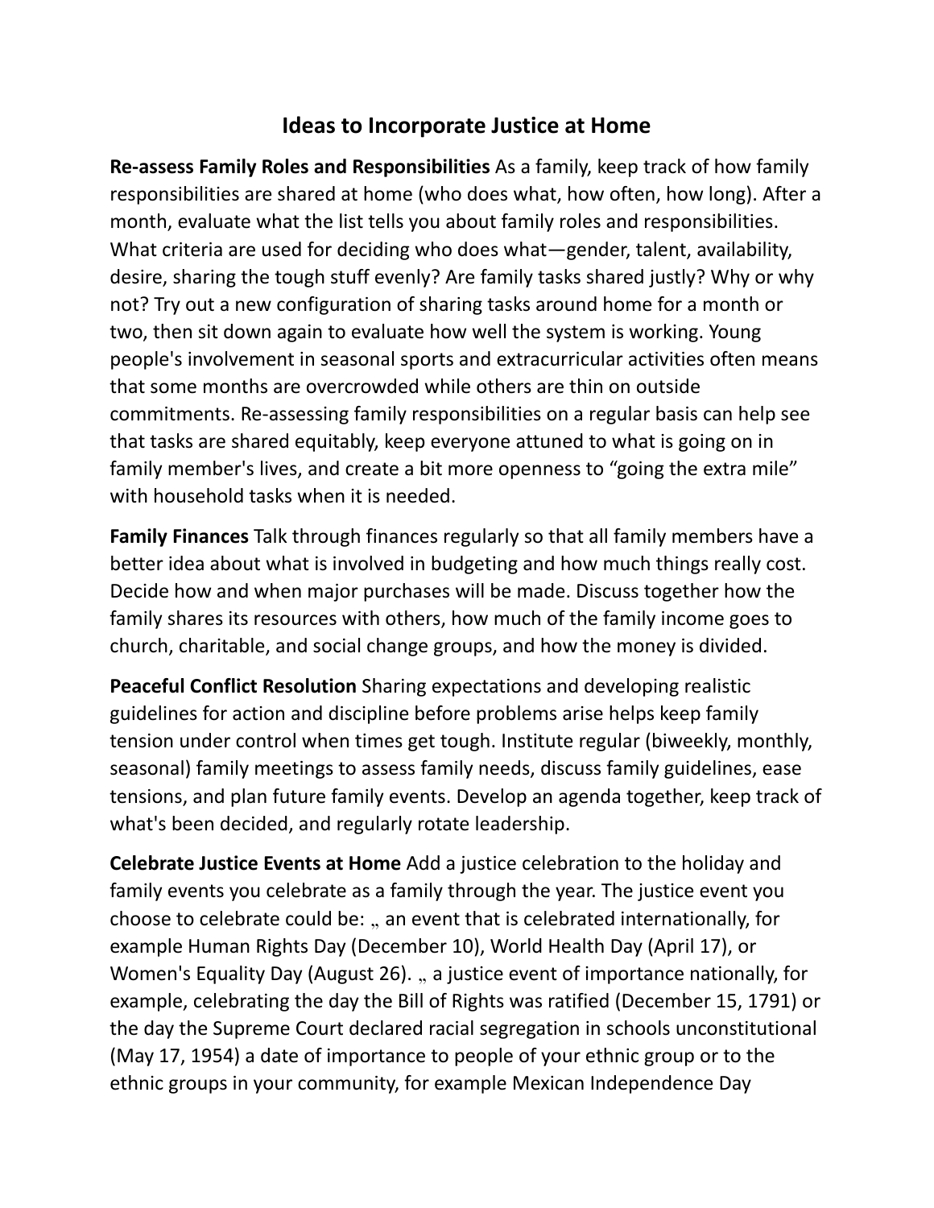# Ideas to Incorporate Justice at Home

**Re-assess Family Roles and Responsibilities** As a family, keep track of how family responsibilities are shared at home (who does what, how often, how long). After a month, evaluate what the list tells you about family roles and responsibilities. What criteria are used for deciding who does what—gender, talent, availability, desire, sharing the tough stuff evenly? Are family tasks shared justly? Why or why not? Try out a new configuration of sharing tasks around home for a month or two, then sit down again to evaluate how well the system is working. Young people's involvement in seasonal sports and extracurricular activities often means that some months are overcrowded while others are thin on outside commitments. Re-assessing family responsibilities on a regular basis can help see that tasks are shared equitably, keep everyone attuned to what is going on in family member's lives, and create a bit more openness to "going the extra mile" with household tasks when it is needed.

**Family Finances** Talk through finances regularly so that all family members have a better idea about what is involved in budgeting and how much things really cost. Decide how and when major purchases will be made. Discuss together how the family shares its resources with others, how much of the family income goes to church, charitable, and social change groups, and how the money is divided.

**Peaceful Conflict Resolution** Sharing expectations and developing realistic guidelines for action and discipline before problems arise helps keep family tension under control when times get tough. Institute regular (biweekly, monthly, seasonal) family meetings to assess family needs, discuss family guidelines, ease tensions, and plan future family events. Develop an agenda together, keep track of what's been decided, and regularly rotate leadership.

**Celebrate Justice Events at Home** Add a justice celebration to the holiday and family events you celebrate as a family through the year. The justice event you choose to celebrate could be: „ an event that is celebrated internationally, for example Human Rights Day (December 10), World Health Day (April 17), or Women's Equality Day (August 26). „ a justice event of importance nationally, for example, celebrating the day the Bill of Rights was ratified (December 15, 1791) or the day the Supreme Court declared racial segregation in schools unconstitutional (May 17, 1954) a date of importance to people of your ethnic group or to the ethnic groups in your community, for example Mexican Independence Day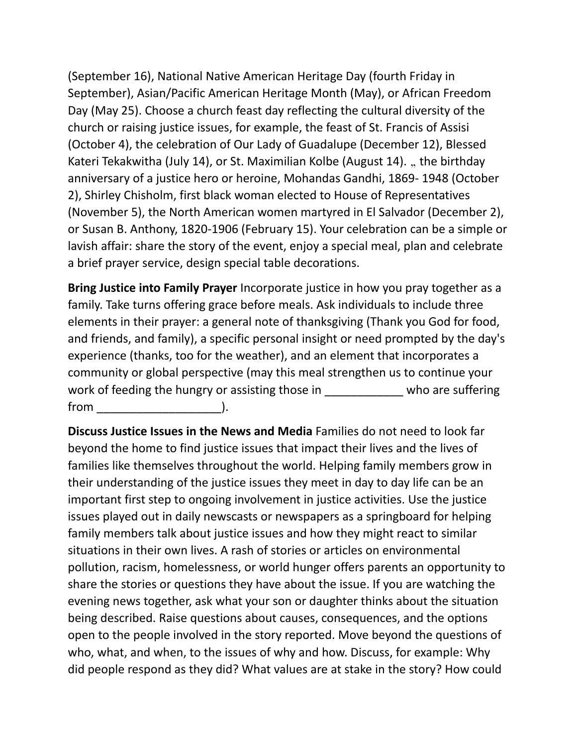(September 16), National Native American Heritage Day (fourth Friday in September), Asian/Pacific American Heritage Month (May), or African Freedom Day (May 25). Choose a church feast day reflecting the cultural diversity of the church or raising justice issues, for example, the feast of St. Francis of Assisi (October 4), the celebration of Our Lady of Guadalupe (December 12), Blessed Kateri Tekakwitha (July 14), or St. Maximilian Kolbe (August 14). „ the birthday anniversary of a justice hero or heroine, Mohandas Gandhi, 1869- 1948 (October 2), Shirley Chisholm, first black woman elected to House of Representatives (November 5), the North American women martyred in El Salvador (December 2), or Susan B. Anthony, 1820-1906 (February 15). Your celebration can be a simple or lavish affair: share the story of the event, enjoy a special meal, plan and celebrate a brief prayer service, design special table decorations.

**Bring Justice into Family Prayer** Incorporate justice in how you pray together as a family. Take turns offering grace before meals. Ask individuals to include three elements in their prayer: a general note of thanksgiving (Thank you God for food, and friends, and family), a specific personal insight or need prompted by the day's experience (thanks, too for the weather), and an element that incorporates a community or global perspective (may this meal strengthen us to continue your work of feeding the hungry or assisting those in ____________ who are suffering from ___________________).

**Discuss Justice Issues in the News and Media** Families do not need to look far beyond the home to find justice issues that impact their lives and the lives of families like themselves throughout the world. Helping family members grow in their understanding of the justice issues they meet in day to day life can be an important first step to ongoing involvement in justice activities. Use the justice issues played out in daily newscasts or newspapers as a springboard for helping family members talk about justice issues and how they might react to similar situations in their own lives. A rash of stories or articles on environmental pollution, racism, homelessness, or world hunger offers parents an opportunity to share the stories or questions they have about the issue. If you are watching the evening news together, ask what your son or daughter thinks about the situation being described. Raise questions about causes, consequences, and the options open to the people involved in the story reported. Move beyond the questions of who, what, and when, to the issues of why and how. Discuss, for example: Why did people respond as they did? What values are at stake in the story? How could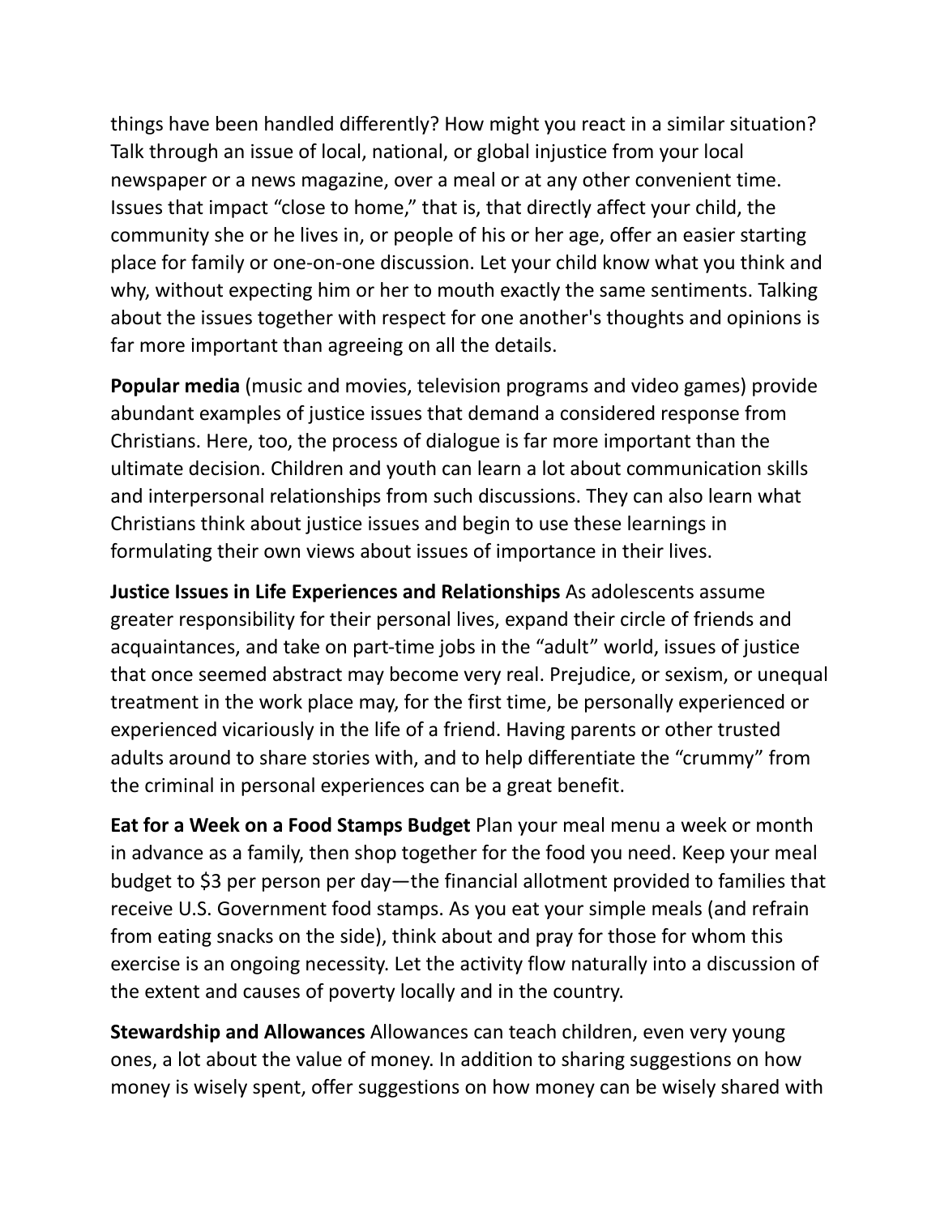things have been handled differently? How might you react in a similar situation? Talk through an issue of local, national, or global injustice from your local newspaper or a news magazine, over a meal or at any other convenient time. Issues that impact “close to home,” that is, that directly affect your child, the community she or he lives in, or people of his or her age, offer an easier starting place for family or one-on-one discussion. Let your child know what you think and why, without expecting him or her to mouth exactly the same sentiments. Talking about the issues together with respect for one another's thoughts and opinions is far more important than agreeing on all the details.

**Popular media** (music and movies, television programs and video games) provide abundant examples of justice issues that demand a considered response from Christians. Here, too, the process of dialogue is far more important than the ultimate decision. Children and youth can learn a lot about communication skills and interpersonal relationships from such discussions. They can also learn what Christians think about justice issues and begin to use these learnings in formulating their own views about issues of importance in their lives.

**Justice Issues in Life Experiences and Relationships** As adolescents assume greater responsibility for their personal lives, expand their circle of friends and acquaintances, and take on part-time jobs in the “adult” world, issues of justice that once seemed abstract may become very real. Prejudice, or sexism, or unequal treatment in the work place may, for the first time, be personally experienced or experienced vicariously in the life of a friend. Having parents or other trusted adults around to share stories with, and to help differentiate the “crummy” from the criminal in personal experiences can be a great benefit.

**Eat for a Week on a Food Stamps Budget** Plan your meal menu a week or month in advance as a family, then shop together for the food you need. Keep your meal budget to $3 per person per day—the financial allotment provided to families that receive U.S. Government food stamps. As you eat your simple meals (and refrain from eating snacks on the side), think about and pray for those for whom this exercise is an ongoing necessity. Let the activity flow naturally into a discussion of the extent and causes of poverty locally and in the country.

**Stewardship and Allowances** Allowances can teach children, even very young ones, a lot about the value of money. In addition to sharing suggestions on how money is wisely spent, offer suggestions on how money can be wisely shared with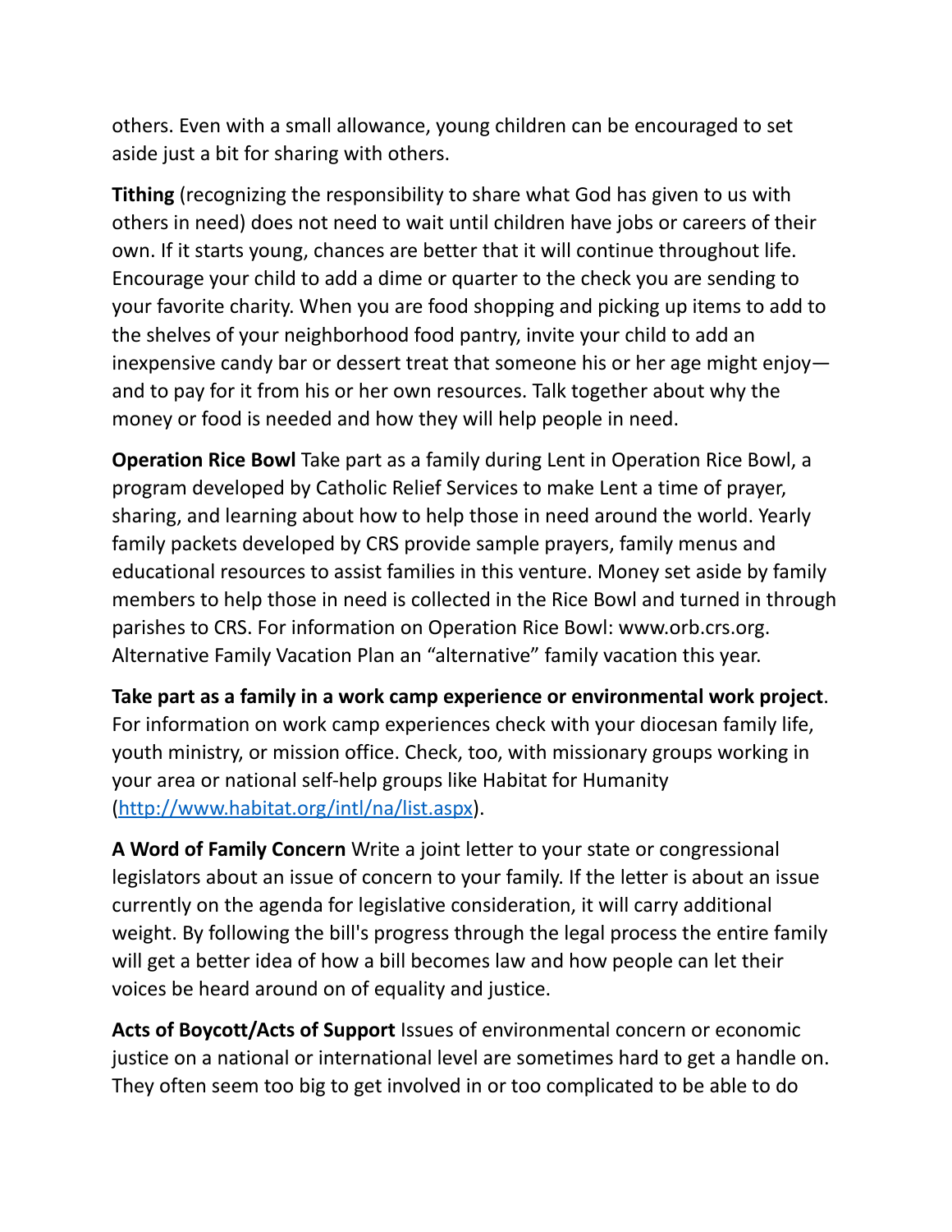others. Even with a small allowance, young children can be encouraged to set aside just a bit for sharing with others.

**Tithing** (recognizing the responsibility to share what God has given to us with others in need) does not need to wait until children have jobs or careers of their own. If it starts young, chances are better that it will continue throughout life. Encourage your child to add a dime or quarter to the check you are sending to your favorite charity. When you are food shopping and picking up items to add to the shelves of your neighborhood food pantry, invite your child to add an inexpensive candy bar or dessert treat that someone his or her age might enjoy—and to pay for it from his or her own resources. Talk together about why the money or food is needed and how they will help people in need.

**Operation Rice Bowl** Take part as a family during Lent in Operation Rice Bowl, a program developed by Catholic Relief Services to make Lent a time of prayer, sharing, and learning about how to help those in need around the world. Yearly family packets developed by CRS provide sample prayers, family menus and educational resources to assist families in this venture. Money set aside by family members to help those in need is collected in the Rice Bowl and turned in through parishes to CRS. For information on Operation Rice Bowl: www.orb.crs.org. Alternative Family Vacation Plan an "alternative" family vacation this year.

**Take part as a family in a work camp experience or environmental work project**. For information on work camp experiences check with your diocesan family life, youth ministry, or mission office. Check, too, with missionary groups working in your area or national self-help groups like Habitat for Humanity ([http://www.habitat.org/intl/na/list.aspx](http://www.habitat.org/intl/na/list.aspx)).

**A Word of Family Concern** Write a joint letter to your state or congressional legislators about an issue of concern to your family. If the letter is about an issue currently on the agenda for legislative consideration, it will carry additional weight. By following the bill's progress through the legal process the entire family will get a better idea of how a bill becomes law and how people can let their voices be heard around on of equality and justice.

**Acts of Boycott/Acts of Support** Issues of environmental concern or economic justice on a national or international level are sometimes hard to get a handle on. They often seem too big to get involved in or too complicated to be able to do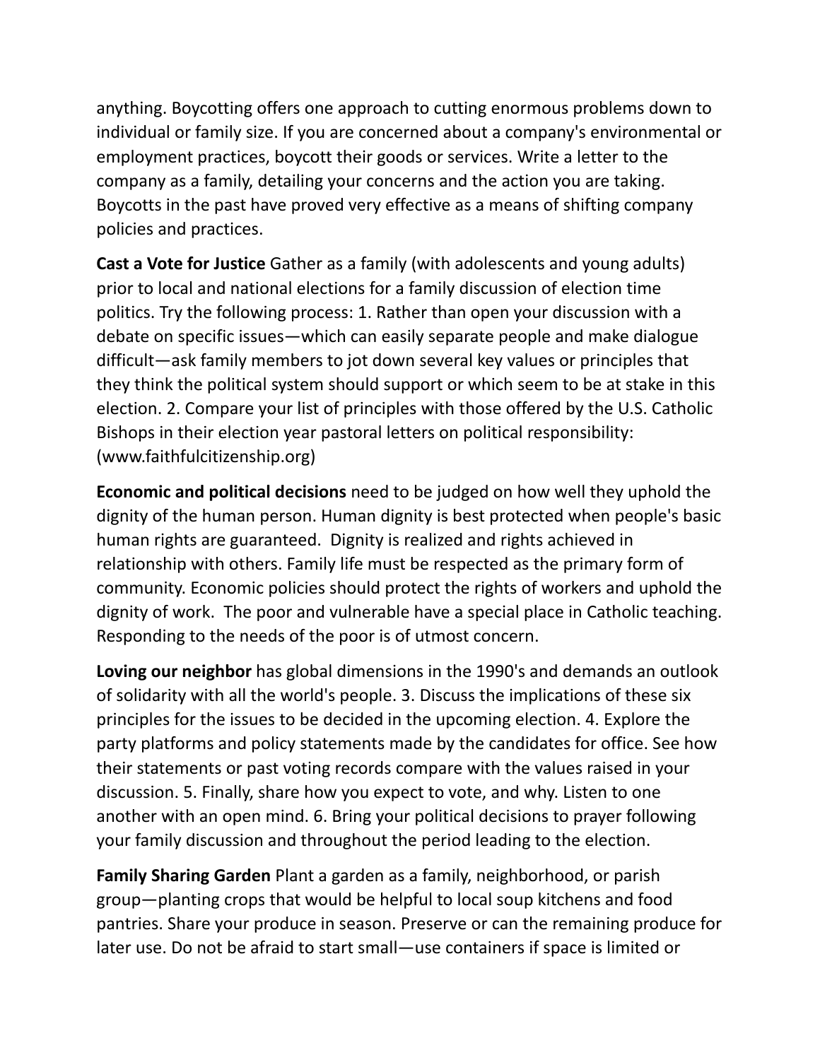anything. Boycotting offers one approach to cutting enormous problems down to individual or family size. If you are concerned about a company's environmental or employment practices, boycott their goods or services. Write a letter to the company as a family, detailing your concerns and the action you are taking. Boycotts in the past have proved very effective as a means of shifting company policies and practices.

**Cast a Vote for Justice** Gather as a family (with adolescents and young adults) prior to local and national elections for a family discussion of election time politics. Try the following process: 1. Rather than open your discussion with a debate on specific issues—which can easily separate people and make dialogue difficult—ask family members to jot down several key values or principles that they think the political system should support or which seem to be at stake in this election. 2. Compare your list of principles with those offered by the U.S. Catholic Bishops in their election year pastoral letters on political responsibility: (www.faithfulcitizenship.org)

**Economic and political decisions** need to be judged on how well they uphold the dignity of the human person. Human dignity is best protected when people's basic human rights are guaranteed. Dignity is realized and rights achieved in relationship with others. Family life must be respected as the primary form of community. Economic policies should protect the rights of workers and uphold the dignity of work. The poor and vulnerable have a special place in Catholic teaching. Responding to the needs of the poor is of utmost concern.

**Loving our neighbor** has global dimensions in the 1990's and demands an outlook of solidarity with all the world's people. 3. Discuss the implications of these six principles for the issues to be decided in the upcoming election. 4. Explore the party platforms and policy statements made by the candidates for office. See how their statements or past voting records compare with the values raised in your discussion. 5. Finally, share how you expect to vote, and why. Listen to one another with an open mind. 6. Bring your political decisions to prayer following your family discussion and throughout the period leading to the election.

**Family Sharing Garden** Plant a garden as a family, neighborhood, or parish group—planting crops that would be helpful to local soup kitchens and food pantries. Share your produce in season. Preserve or can the remaining produce for later use. Do not be afraid to start small—use containers if space is limited or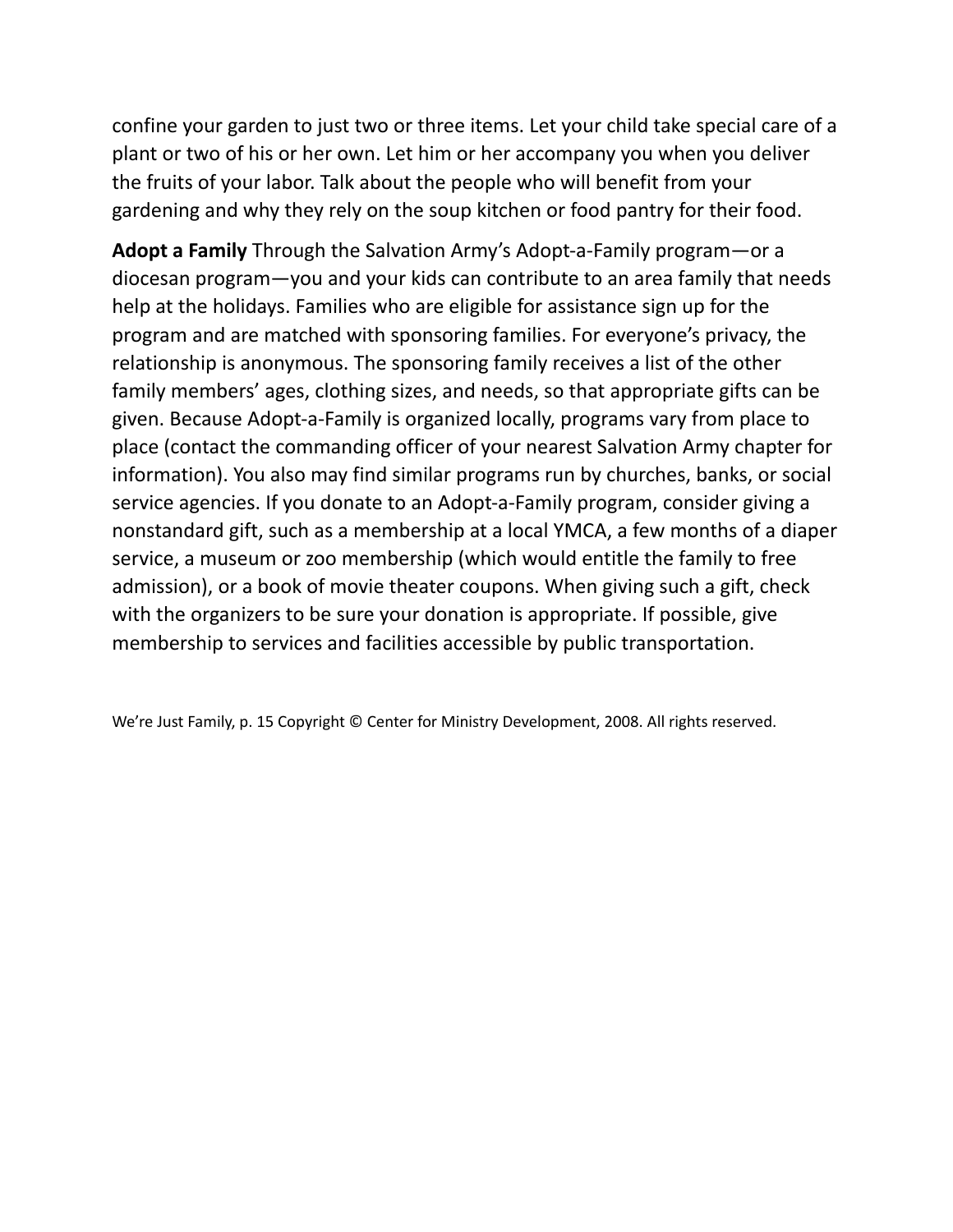confine your garden to just two or three items. Let your child take special care of a plant or two of his or her own. Let him or her accompany you when you deliver the fruits of your labor. Talk about the people who will benefit from your gardening and why they rely on the soup kitchen or food pantry for their food.

**Adopt a Family** Through the Salvation Army's Adopt-a-Family program—or a diocesan program—you and your kids can contribute to an area family that needs help at the holidays. Families who are eligible for assistance sign up for the program and are matched with sponsoring families. For everyone's privacy, the relationship is anonymous. The sponsoring family receives a list of the other family members' ages, clothing sizes, and needs, so that appropriate gifts can be given. Because Adopt-a-Family is organized locally, programs vary from place to place (contact the commanding officer of your nearest Salvation Army chapter for information). You also may find similar programs run by churches, banks, or social service agencies. If you donate to an Adopt-a-Family program, consider giving a nonstandard gift, such as a membership at a local YMCA, a few months of a diaper service, a museum or zoo membership (which would entitle the family to free admission), or a book of movie theater coupons. When giving such a gift, check with the organizers to be sure your donation is appropriate. If possible, give membership to services and facilities accessible by public transportation.

We're Just Family, p. 15 Copyright © Center for Ministry Development, 2008. All rights reserved.